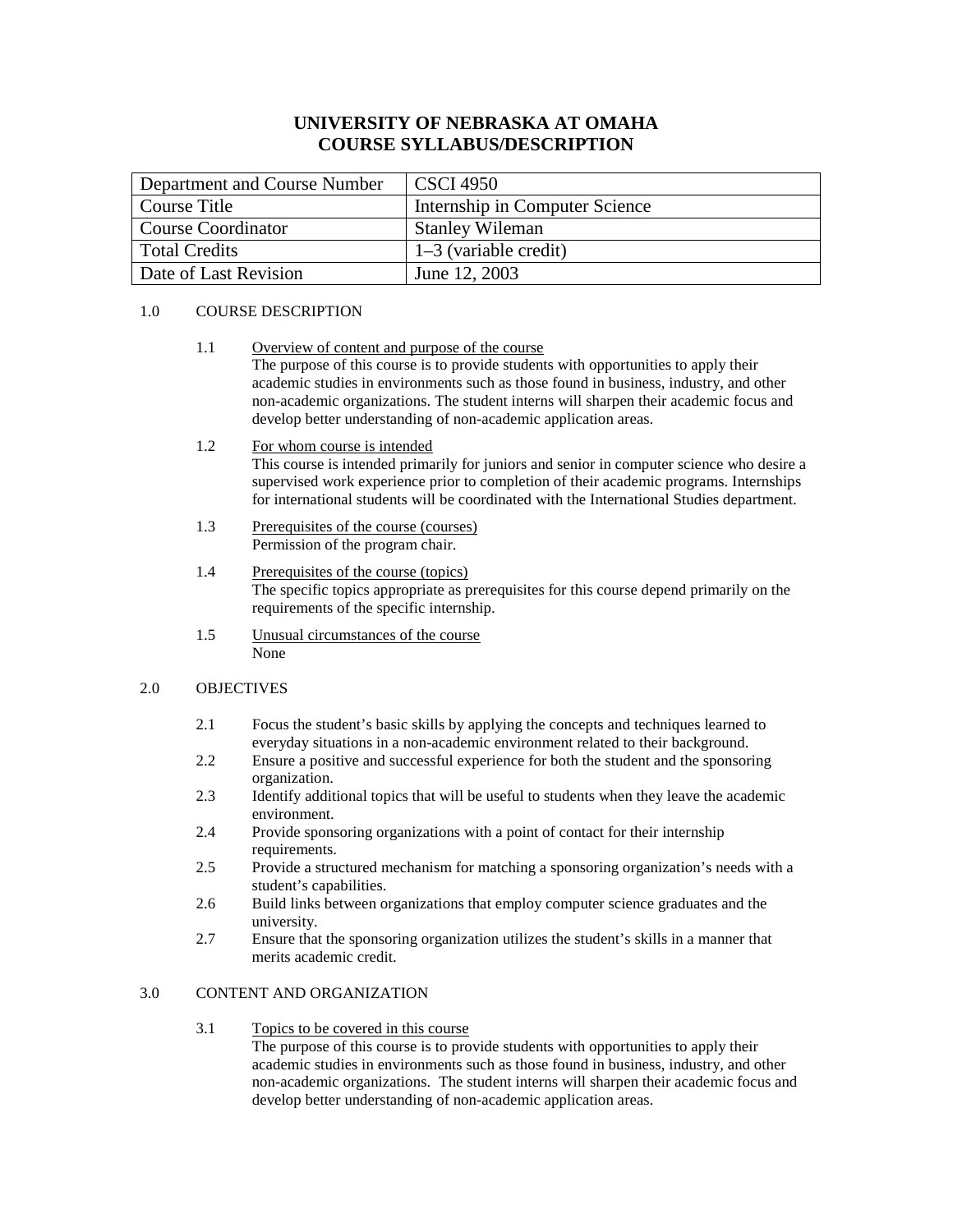# UNIVERSITY OF NEBRASKA AT OMAHA
# COURSE SYLLABUS/DESCRIPTION

| Department and Course Number | CSCI 4950 |
|---|---|
| Course Title | Internship in Computer Science |
| Course Coordinator | Stanley Wileman |
| Total Credits | 1–3 (variable credit) |
| Date of Last Revision | June 12, 2003 |

## 1.0 COURSE DESCRIPTION

### 1.1 Overview of content and purpose of the course

The purpose of this course is to provide students with opportunities to apply their academic studies in environments such as those found in business, industry, and other non-academic organizations. The student interns will sharpen their academic focus and develop better understanding of non-academic application areas.

### 1.2 For whom course is intended

This course is intended primarily for juniors and senior in computer science who desire a supervised work experience prior to completion of their academic programs. Internships for international students will be coordinated with the International Studies department.

### 1.3 Prerequisites of the course (courses)

Permission of the program chair.

### 1.4 Prerequisites of the course (topics)

The specific topics appropriate as prerequisites for this course depend primarily on the requirements of the specific internship.

### 1.5 Unusual circumstances of the course

None

## 2.0 OBJECTIVES

- 2.1 Focus the student's basic skills by applying the concepts and techniques learned to everyday situations in a non-academic environment related to their background.
- 2.2 Ensure a positive and successful experience for both the student and the sponsoring organization.
- 2.3 Identify additional topics that will be useful to students when they leave the academic environment.
- 2.4 Provide sponsoring organizations with a point of contact for their internship requirements.
- 2.5 Provide a structured mechanism for matching a sponsoring organization's needs with a student's capabilities.
- 2.6 Build links between organizations that employ computer science graduates and the university.
- 2.7 Ensure that the sponsoring organization utilizes the student's skills in a manner that merits academic credit.

## 3.0 CONTENT AND ORGANIZATION

### 3.1 Topics to be covered in this course

The purpose of this course is to provide students with opportunities to apply their academic studies in environments such as those found in business, industry, and other non-academic organizations. The student interns will sharpen their academic focus and develop better understanding of non-academic application areas.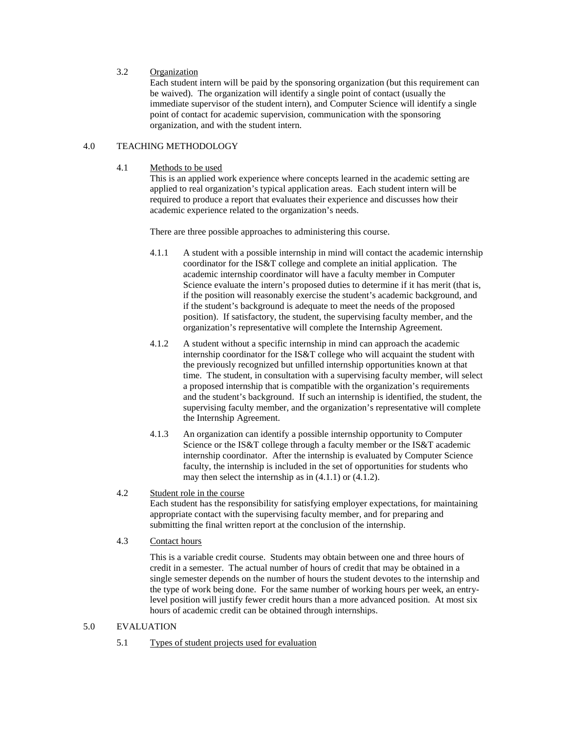### 3.2 Organization

Each student intern will be paid by the sponsoring organization (but this requirement can be waived). The organization will identify a single point of contact (usually the immediate supervisor of the student intern), and Computer Science will identify a single point of contact for academic supervision, communication with the sponsoring organization, and with the student intern.

## 4.0 TEACHING METHODOLOGY

### 4.1 Methods to be used

This is an applied work experience where concepts learned in the academic setting are applied to real organization's typical application areas. Each student intern will be required to produce a report that evaluates their experience and discusses how their academic experience related to the organization's needs.

There are three possible approaches to administering this course.

4.1.1 A student with a possible internship in mind will contact the academic internship coordinator for the IS&T college and complete an initial application. The academic internship coordinator will have a faculty member in Computer Science evaluate the intern's proposed duties to determine if it has merit (that is, if the position will reasonably exercise the student's academic background, and if the student's background is adequate to meet the needs of the proposed position). If satisfactory, the student, the supervising faculty member, and the organization's representative will complete the Internship Agreement.

4.1.2 A student without a specific internship in mind can approach the academic internship coordinator for the IS&T college who will acquaint the student with the previously recognized but unfilled internship opportunities known at that time. The student, in consultation with a supervising faculty member, will select a proposed internship that is compatible with the organization's requirements and the student's background. If such an internship is identified, the student, the supervising faculty member, and the organization's representative will complete the Internship Agreement.

4.1.3 An organization can identify a possible internship opportunity to Computer Science or the IS&T college through a faculty member or the IS&T academic internship coordinator. After the internship is evaluated by Computer Science faculty, the internship is included in the set of opportunities for students who may then select the internship as in (4.1.1) or (4.1.2).

### 4.2 Student role in the course

Each student has the responsibility for satisfying employer expectations, for maintaining appropriate contact with the supervising faculty member, and for preparing and submitting the final written report at the conclusion of the internship.

### 4.3 Contact hours

This is a variable credit course. Students may obtain between one and three hours of credit in a semester. The actual number of hours of credit that may be obtained in a single semester depends on the number of hours the student devotes to the internship and the type of work being done. For the same number of working hours per week, an entry-level position will justify fewer credit hours than a more advanced position. At most six hours of academic credit can be obtained through internships.

## 5.0 EVALUATION

### 5.1 Types of student projects used for evaluation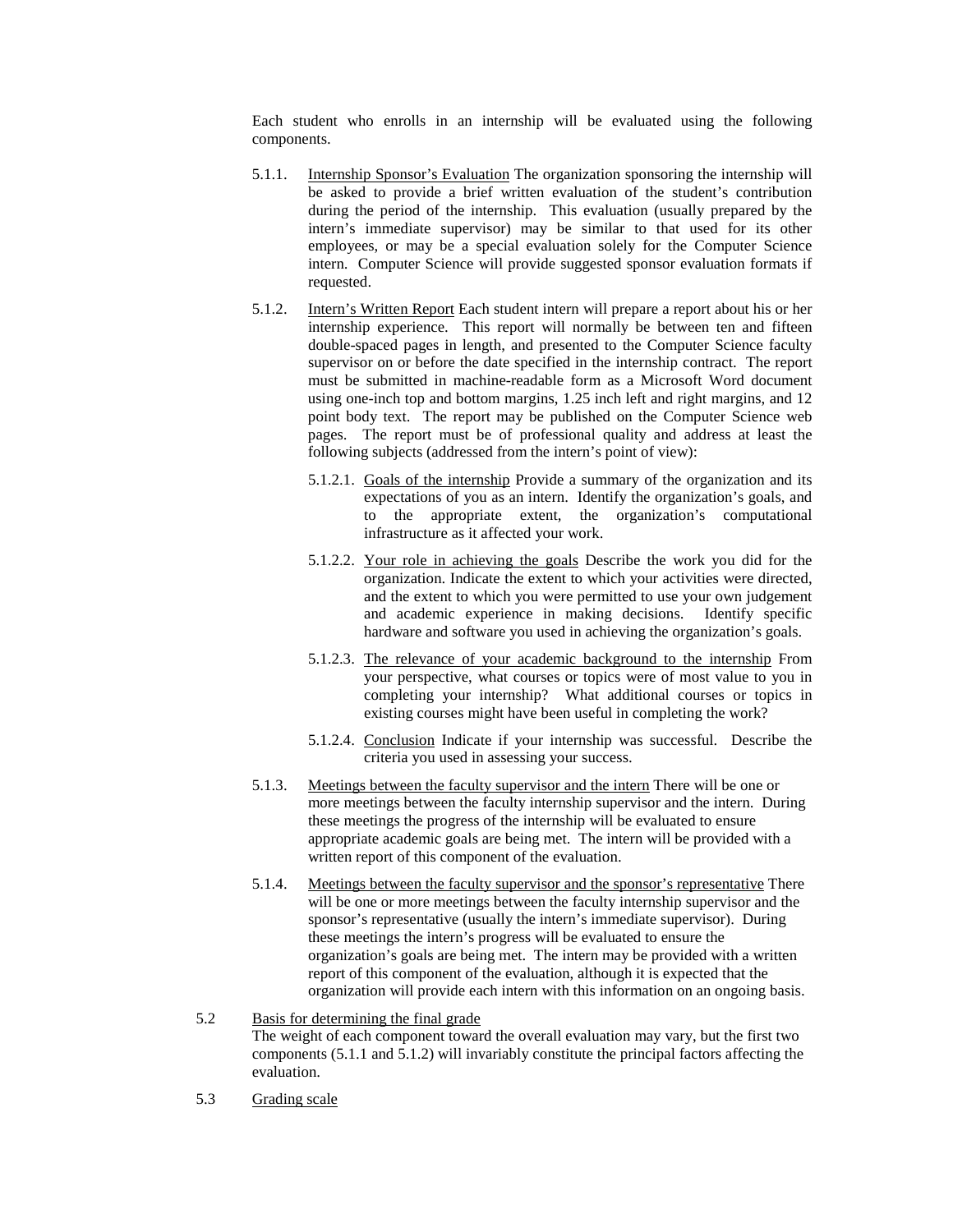Each student who enrolls in an internship will be evaluated using the following components.

5.1.1. Internship Sponsor's Evaluation The organization sponsoring the internship will be asked to provide a brief written evaluation of the student's contribution during the period of the internship. This evaluation (usually prepared by the intern's immediate supervisor) may be similar to that used for its other employees, or may be a special evaluation solely for the Computer Science intern. Computer Science will provide suggested sponsor evaluation formats if requested.

5.1.2. Intern's Written Report Each student intern will prepare a report about his or her internship experience. This report will normally be between ten and fifteen double-spaced pages in length, and presented to the Computer Science faculty supervisor on or before the date specified in the internship contract. The report must be submitted in machine-readable form as a Microsoft Word document using one-inch top and bottom margins, 1.25 inch left and right margins, and 12 point body text. The report may be published on the Computer Science web pages. The report must be of professional quality and address at least the following subjects (addressed from the intern's point of view):

5.1.2.1. Goals of the internship Provide a summary of the organization and its expectations of you as an intern. Identify the organization's goals, and to the appropriate extent, the organization's computational infrastructure as it affected your work.

5.1.2.2. Your role in achieving the goals Describe the work you did for the organization. Indicate the extent to which your activities were directed, and the extent to which you were permitted to use your own judgement and academic experience in making decisions. Identify specific hardware and software you used in achieving the organization's goals.

5.1.2.3. The relevance of your academic background to the internship From your perspective, what courses or topics were of most value to you in completing your internship? What additional courses or topics in existing courses might have been useful in completing the work?

5.1.2.4. Conclusion Indicate if your internship was successful. Describe the criteria you used in assessing your success.

5.1.3. Meetings between the faculty supervisor and the intern There will be one or more meetings between the faculty internship supervisor and the intern. During these meetings the progress of the internship will be evaluated to ensure appropriate academic goals are being met. The intern will be provided with a written report of this component of the evaluation.

5.1.4. Meetings between the faculty supervisor and the sponsor's representative There will be one or more meetings between the faculty internship supervisor and the sponsor's representative (usually the intern's immediate supervisor). During these meetings the intern's progress will be evaluated to ensure the organization's goals are being met. The intern may be provided with a written report of this component of the evaluation, although it is expected that the organization will provide each intern with this information on an ongoing basis.

5.2 Basis for determining the final grade
The weight of each component toward the overall evaluation may vary, but the first two components (5.1.1 and 5.1.2) will invariably constitute the principal factors affecting the evaluation.

5.3 Grading scale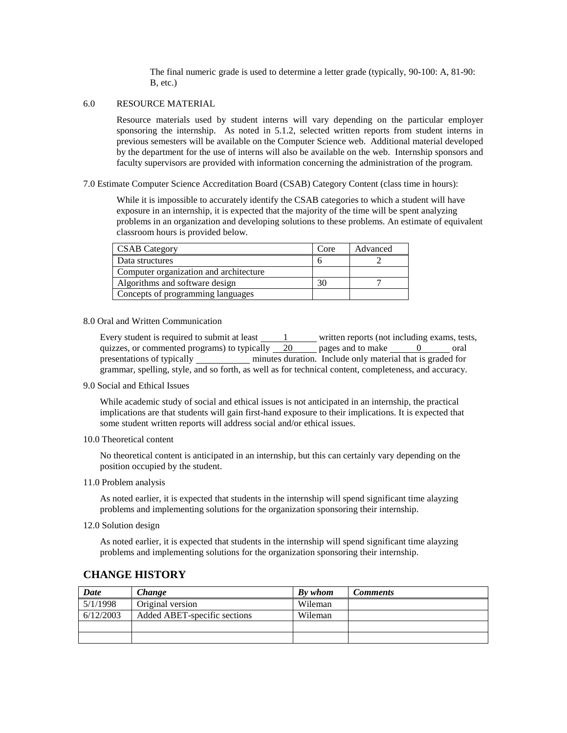The final numeric grade is used to determine a letter grade (typically, 90-100: A, 81-90: B, etc.)

## 6.0 RESOURCE MATERIAL

Resource materials used by student interns will vary depending on the particular employer sponsoring the internship. As noted in 5.1.2, selected written reports from student interns in previous semesters will be available on the Computer Science web. Additional material developed by the department for the use of interns will also be available on the web. Internship sponsors and faculty supervisors are provided with information concerning the administration of the program.

## 7.0 Estimate Computer Science Accreditation Board (CSAB) Category Content (class time in hours):

While it is impossible to accurately identify the CSAB categories to which a student will have exposure in an internship, it is expected that the majority of the time will be spent analyzing problems in an organization and developing solutions to these problems. An estimate of equivalent classroom hours is provided below.

| CSAB Category | Core | Advanced |
|---|---|---|
| Data structures | 6 | 2 |
| Computer organization and architecture | | |
| Algorithms and software design | 30 | 7 |
| Concepts of programming languages | | |

## 8.0 Oral and Written Communication

Every student is required to submit at least 1 written reports (not including exams, tests, quizzes, or commented programs) to typically 20 pages and to make 0 oral presentations of typically ___ minutes duration. Include only material that is graded for grammar, spelling, style, and so forth, as well as for technical content, completeness, and accuracy.

## 9.0 Social and Ethical Issues

While academic study of social and ethical issues is not anticipated in an internship, the practical implications are that students will gain first-hand exposure to their implications. It is expected that some student written reports will address social and/or ethical issues.

## 10.0 Theoretical content

No theoretical content is anticipated in an internship, but this can certainly vary depending on the position occupied by the student.

## 11.0 Problem analysis

As noted earlier, it is expected that students in the internship will spend significant time alayzing problems and implementing solutions for the organization sponsoring their internship.

## 12.0 Solution design

As noted earlier, it is expected that students in the internship will spend significant time alayzing problems and implementing solutions for the organization sponsoring their internship.

# CHANGE HISTORY

| *Date* | *Change* | *By whom* | *Comments* |
|---|---|---|---|
| 5/1/1998 | Original version | Wileman | |
| 6/12/2003 | Added ABET-specific sections | Wileman | |
| | | | |
| | | | |